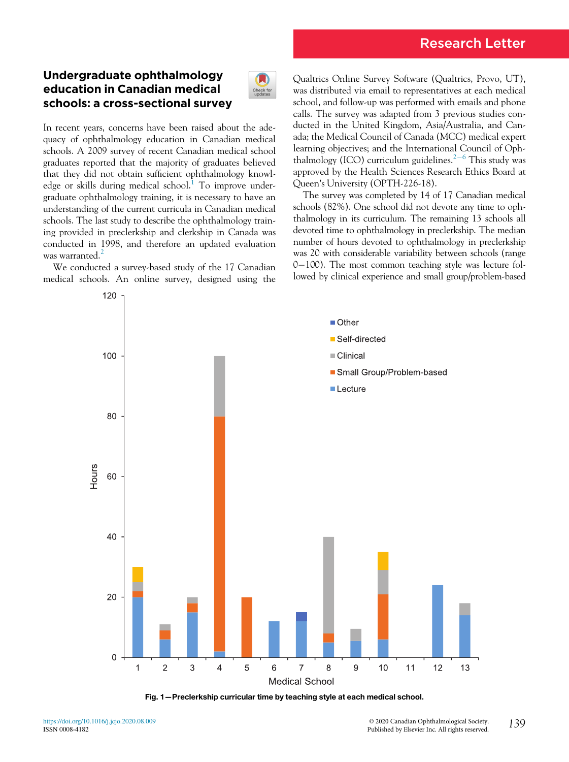Research Letter

# Undergraduate ophthalmology education in Canadian medical schools: a cross-sectional survey

In recent years, concerns have been raised about the adequacy of ophthalmology education in Canadian medical schools. A 2009 survey of recent Canadian medical school graduates reported that the majority of graduates believed that they did not obtain sufficient ophthalmology knowledge or skills during medical school.[1] To improve undergraduate ophthalmology training, it is necessary to have an understanding of the current curricula in Canadian medical schools. The last study to describe the ophthalmology training provided in preclerkship and clerkship in Canada was conducted in 1998, and therefore an updated evaluation was warranted.[2]

We conducted a survey-based study of the 17 Canadian medical schools. An online survey, designed using the Qualtrics Online Survey Software (Qualtrics, Provo, UT), was distributed via email to representatives at each medical school, and follow-up was performed with emails and phone calls. The survey was adapted from 3 previous studies conducted in the United Kingdom, Asia/Australia, and Canada; the Medical Council of Canada (MCC) medical expert learning objectives; and the International Council of Ophthalmology (ICO) curriculum guidelines.[2–6] This study was approved by the Health Sciences Research Ethics Board at Queen's University (OPTH-226-18).

The survey was completed by 14 of 17 Canadian medical schools (82%). One school did not devote any time to ophthalmology in its curriculum. The remaining 13 schools all devoted time to ophthalmology in preclerkship. The median number of hours devoted to ophthalmology in preclerkship was 20 with considerable variability between schools (range 0−100). The most common teaching style was lecture followed by clinical experience and small group/problem-based

**Fig. 1—Preclerkship curricular time by teaching style at each medical school.**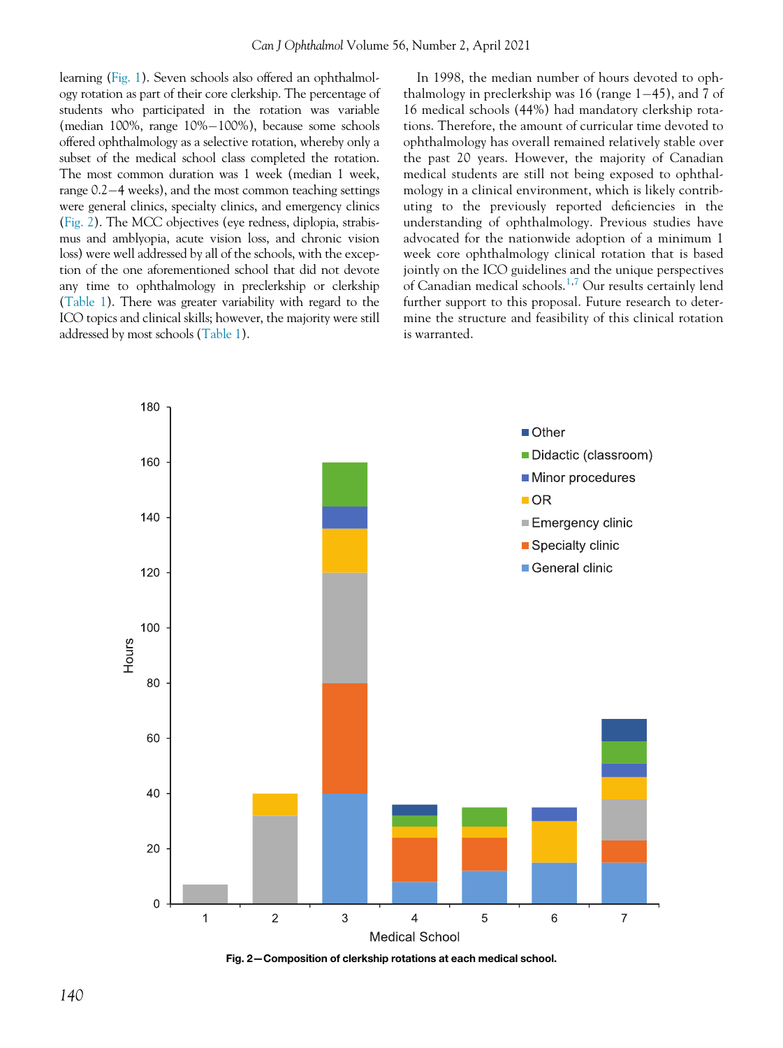learning (Fig. 1). Seven schools also offered an ophthalmology rotation as part of their core clerkship. The percentage of students who participated in the rotation was variable (median 100%, range 10%−100%), because some schools offered ophthalmology as a selective rotation, whereby only a subset of the medical school class completed the rotation. The most common duration was 1 week (median 1 week, range 0.2−4 weeks), and the most common teaching settings were general clinics, specialty clinics, and emergency clinics (Fig. 2). The MCC objectives (eye redness, diplopia, strabismus and amblyopia, acute vision loss, and chronic vision loss) were well addressed by all of the schools, with the exception of the one aforementioned school that did not devote any time to ophthalmology in preclerkship or clerkship (Table 1). There was greater variability with regard to the ICO topics and clinical skills; however, the majority were still addressed by most schools (Table 1).

In 1998, the median number of hours devoted to ophthalmology in preclerkship was 16 (range 1−45), and 7 of 16 medical schools (44%) had mandatory clerkship rotations. Therefore, the amount of curricular time devoted to ophthalmology has overall remained relatively stable over the past 20 years. However, the majority of Canadian medical students are still not being exposed to ophthalmology in a clinical environment, which is likely contributing to the previously reported deficiencies in the understanding of ophthalmology. Previous studies have advocated for the nationwide adoption of a minimum 1 week core ophthalmology clinical rotation that is based jointly on the ICO guidelines and the unique perspectives of Canadian medical schools.[1,7] Our results certainly lend further support to this proposal. Future research to determine the structure and feasibility of this clinical rotation is warranted.

**Fig. 2—Composition of clerkship rotations at each medical school.**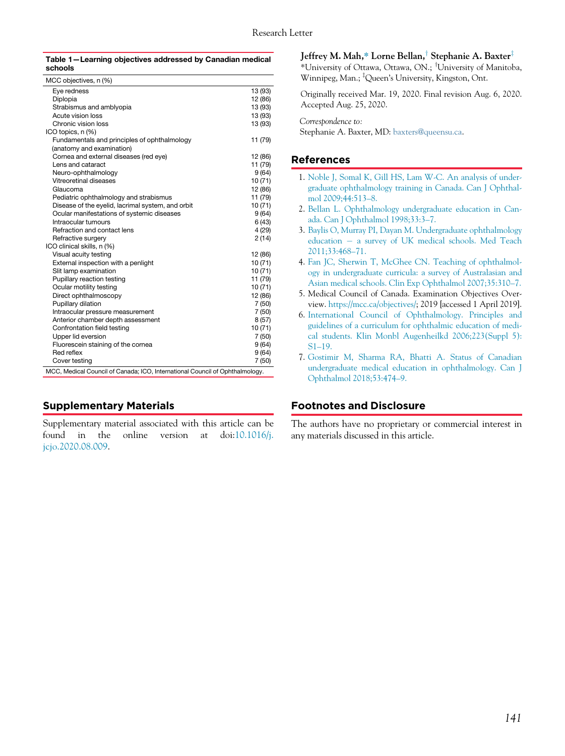**Table 1—Learning objectives addressed by Canadian medical schools**

| | |
|---|---|
| MCC objectives, n (%) | |
| Eye redness | 13 (93) |
| Diplopia | 12 (86) |
| Strabismus and amblyopia | 13 (93) |
| Acute vision loss | 13 (93) |
| Chronic vision loss | 13 (93) |
| ICO topics, n (%) | |
| Fundamentals and principles of ophthalmology (anatomy and examination) | 11 (79) |
| Cornea and external diseases (red eye) | 12 (86) |
| Lens and cataract | 11 (79) |
| Neuro-ophthalmology | 9 (64) |
| Vitreoretinal diseases | 10 (71) |
| Glaucoma | 12 (86) |
| Pediatric ophthalmology and strabismus | 11 (79) |
| Disease of the eyelid, lacrimal system, and orbit | 10 (71) |
| Ocular manifestations of systemic diseases | 9 (64) |
| Intraocular tumours | 6 (43) |
| Refraction and contact lens | 4 (29) |
| Refractive surgery | 2 (14) |
| ICO clinical skills, n (%) | |
| Visual acuity testing | 12 (86) |
| External inspection with a penlight | 10 (71) |
| Slit lamp examination | 10 (71) |
| Pupillary reaction testing | 11 (79) |
| Ocular motility testing | 10 (71) |
| Direct ophthalmoscopy | 12 (86) |
| Pupillary dilation | 7 (50) |
| Intraocular pressure measurement | 7 (50) |
| Anterior chamber depth assessment | 8 (57) |
| Confrontation field testing | 10 (71) |
| Upper lid eversion | 7 (50) |
| Fluorescein staining of the cornea | 9 (64) |
| Red reflex | 9 (64) |
| Cover testing | 7 (50) |

MCC, Medical Council of Canada; ICO, International Council of Ophthalmology.

## Supplementary Materials

Supplementary material associated with this article can be found in the online version at doi:10.1016/j.jcjo.2020.08.009.

**Jeffrey M. Mah,[*] Lorne Bellan,[†] Stephanie A. Baxter[‡]**
[*]University of Ottawa, Ottawa, ON.; [†]University of Manitoba, Winnipeg, Man.; [‡]Queen's University, Kingston, Ont.

Originally received Mar. 19, 2020. Final revision Aug. 6, 2020. Accepted Aug. 25, 2020.

*Correspondence to:*
Stephanie A. Baxter, MD: baxters@queensu.ca.

## References

1. Noble J, Somal K, Gill HS, Lam W-C. An analysis of undergraduate ophthalmology training in Canada. Can J Ophthalmol 2009;44:513–8.
2. Bellan L. Ophthalmology undergraduate education in Canada. Can J Ophthalmol 1998;33:3–7.
3. Baylis O, Murray PI, Dayan M. Undergraduate ophthalmology education — a survey of UK medical schools. Med Teach 2011;33:468–71.
4. Fan JC, Sherwin T, McGhee CN. Teaching of ophthalmology in undergraduate curricula: a survey of Australasian and Asian medical schools. Clin Exp Ophthalmol 2007;35:310–7.
5. Medical Council of Canada. Examination Objectives Overview. https://mcc.ca/objectives/; 2019 [accessed 1 April 2019].
6. International Council of Ophthalmology. Principles and guidelines of a curriculum for ophthalmic education of medical students. Klin Monbl Augenheilkd 2006;223(Suppl 5): S1–19.
7. Gostimir M, Sharma RA, Bhatti A. Status of Canadian undergraduate medical education in ophthalmology. Can J Ophthalmol 2018;53:474–9.

## Footnotes and Disclosure

The authors have no proprietary or commercial interest in any materials discussed in this article.